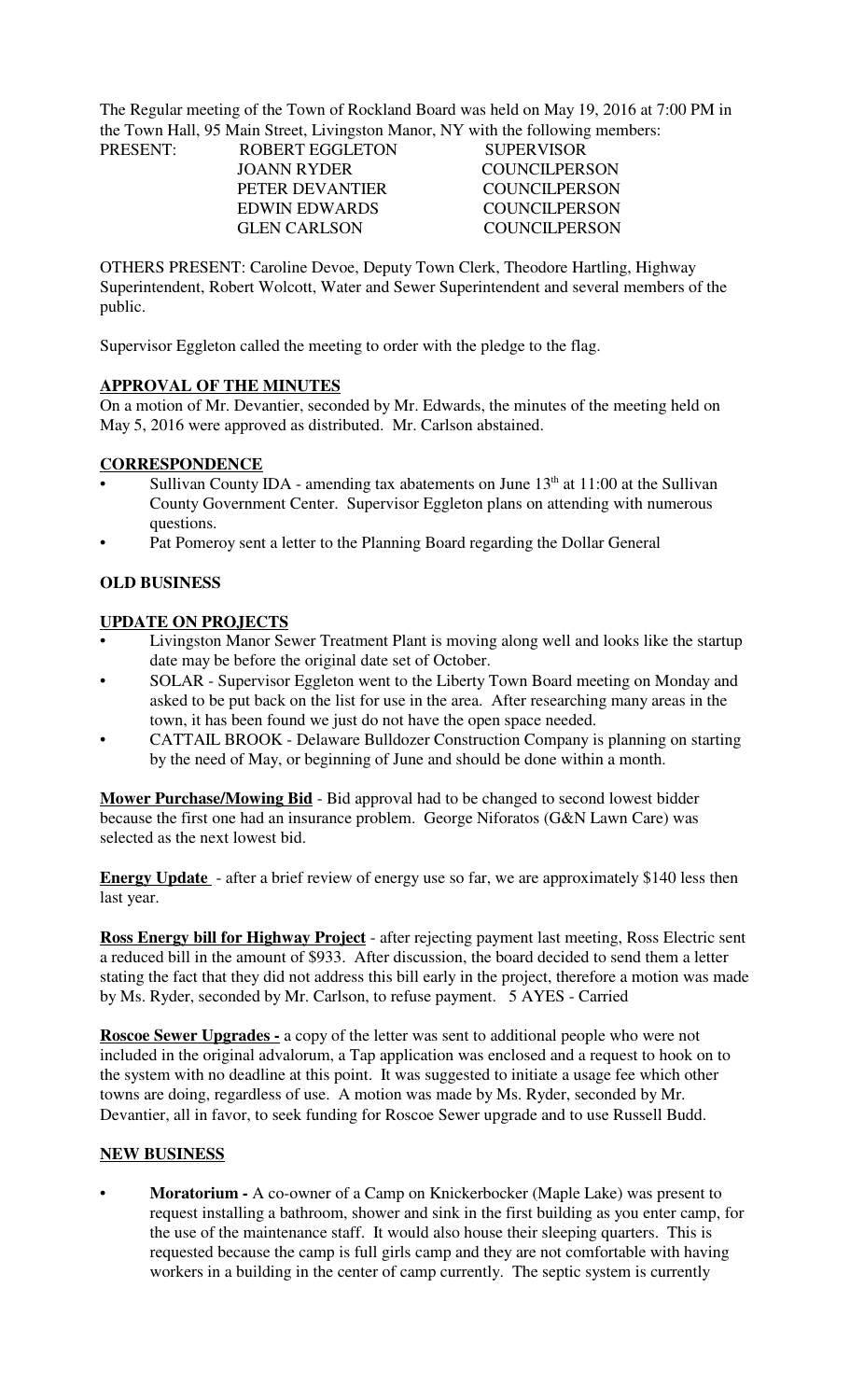The Regular meeting of the Town of Rockland Board was held on May 19, 2016 at 7:00 PM in the Town Hall, 95 Main Street, Livingston Manor, NY with the following members:

| PRESENT: | ROBERT EGGLETON | SUPERVISOR |
|---|---|---|
| | JOANN RYDER | COUNCILPERSON |
| | PETER DEVANTIER | COUNCILPERSON |
| | EDWIN EDWARDS | COUNCILPERSON |
| | GLEN CARLSON | COUNCILPERSON |

OTHERS PRESENT: Caroline Devoe, Deputy Town Clerk, Theodore Hartling, Highway Superintendent, Robert Wolcott, Water and Sewer Superintendent and several members of the public.

Supervisor Eggleton called the meeting to order with the pledge to the flag.

## APPROVAL OF THE MINUTES

On a motion of Mr. Devantier, seconded by Mr. Edwards, the minutes of the meeting held on May 5, 2016 were approved as distributed. Mr. Carlson abstained.

## CORRESPONDENCE

- Sullivan County IDA - amending tax abatements on June 13th at 11:00 at the Sullivan County Government Center. Supervisor Eggleton plans on attending with numerous questions.
- Pat Pomeroy sent a letter to the Planning Board regarding the Dollar General

## OLD BUSINESS

## UPDATE ON PROJECTS

- Livingston Manor Sewer Treatment Plant is moving along well and looks like the startup date may be before the original date set of October.
- SOLAR - Supervisor Eggleton went to the Liberty Town Board meeting on Monday and asked to be put back on the list for use in the area. After researching many areas in the town, it has been found we just do not have the open space needed.
- CATTAIL BROOK - Delaware Bulldozer Construction Company is planning on starting by the need of May, or beginning of June and should be done within a month.

**Mower Purchase/Mowing Bid** - Bid approval had to be changed to second lowest bidder because the first one had an insurance problem. George Niforatos (G&N Lawn Care) was selected as the next lowest bid.

**Energy Update** - after a brief review of energy use so far, we are approximately $140 less then last year.

**Ross Energy bill for Highway Project** - after rejecting payment last meeting, Ross Electric sent a reduced bill in the amount of $933. After discussion, the board decided to send them a letter stating the fact that they did not address this bill early in the project, therefore a motion was made by Ms. Ryder, seconded by Mr. Carlson, to refuse payment. 5 AYES - Carried

**Roscoe Sewer Upgrades -** a copy of the letter was sent to additional people who were not included in the original advalorum, a Tap application was enclosed and a request to hook on to the system with no deadline at this point. It was suggested to initiate a usage fee which other towns are doing, regardless of use. A motion was made by Ms. Ryder, seconded by Mr. Devantier, all in favor, to seek funding for Roscoe Sewer upgrade and to use Russell Budd.

## NEW BUSINESS

- **Moratorium -** A co-owner of a Camp on Knickerbocker (Maple Lake) was present to request installing a bathroom, shower and sink in the first building as you enter camp, for the use of the maintenance staff. It would also house their sleeping quarters. This is requested because the camp is full girls camp and they are not comfortable with having workers in a building in the center of camp currently. The septic system is currently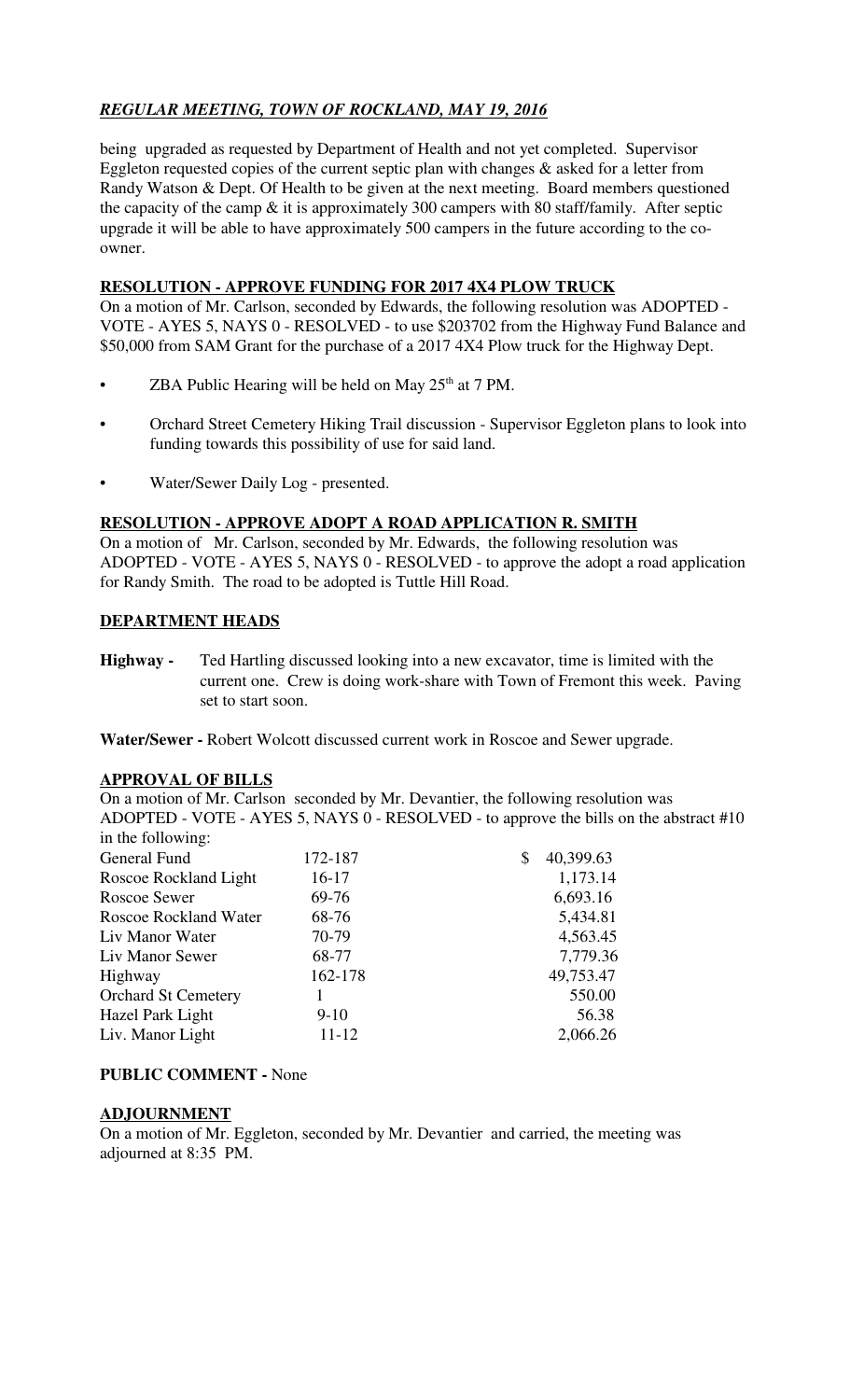*REGULAR MEETING, TOWN OF ROCKLAND, MAY 19, 2016*

being upgraded as requested by Department of Health and not yet completed. Supervisor Eggleton requested copies of the current septic plan with changes & asked for a letter from Randy Watson & Dept. Of Health to be given at the next meeting. Board members questioned the capacity of the camp & it is approximately 300 campers with 80 staff/family. After septic upgrade it will be able to have approximately 500 campers in the future according to the co-owner.

**RESOLUTION - APPROVE FUNDING FOR 2017 4X4 PLOW TRUCK**

On a motion of Mr. Carlson, seconded by Edwards, the following resolution was ADOPTED - VOTE - AYES 5, NAYS 0 - RESOLVED - to use $203702 from the Highway Fund Balance and $50,000 from SAM Grant for the purchase of a 2017 4X4 Plow truck for the Highway Dept.

- ZBA Public Hearing will be held on May 25th at 7 PM.
- Orchard Street Cemetery Hiking Trail discussion - Supervisor Eggleton plans to look into funding towards this possibility of use for said land.
- Water/Sewer Daily Log - presented.

**RESOLUTION - APPROVE ADOPT A ROAD APPLICATION R. SMITH**

On a motion of Mr. Carlson, seconded by Mr. Edwards, the following resolution was ADOPTED - VOTE - AYES 5, NAYS 0 - RESOLVED - to approve the adopt a road application for Randy Smith. The road to be adopted is Tuttle Hill Road.

**DEPARTMENT HEADS**

**Highway -** Ted Hartling discussed looking into a new excavator, time is limited with the current one. Crew is doing work-share with Town of Fremont this week. Paving set to start soon.

**Water/Sewer -** Robert Wolcott discussed current work in Roscoe and Sewer upgrade.

**APPROVAL OF BILLS**

On a motion of Mr. Carlson seconded by Mr. Devantier, the following resolution was ADOPTED - VOTE - AYES 5, NAYS 0 - RESOLVED - to approve the bills on the abstract #10 in the following:

| | | |
|---|---|---|
| General Fund | 172-187 | $ 40,399.63 |
| Roscoe Rockland Light | 16-17 | 1,173.14 |
| Roscoe Sewer | 69-76 | 6,693.16 |
| Roscoe Rockland Water | 68-76 | 5,434.81 |
| Liv Manor Water | 70-79 | 4,563.45 |
| Liv Manor Sewer | 68-77 | 7,779.36 |
| Highway | 162-178 | 49,753.47 |
| Orchard St Cemetery | 1 | 550.00 |
| Hazel Park Light | 9-10 | 56.38 |
| Liv. Manor Light | 11-12 | 2,066.26 |

**PUBLIC COMMENT -** None

**ADJOURNMENT**

On a motion of Mr. Eggleton, seconded by Mr. Devantier and carried, the meeting was adjourned at 8:35 PM.